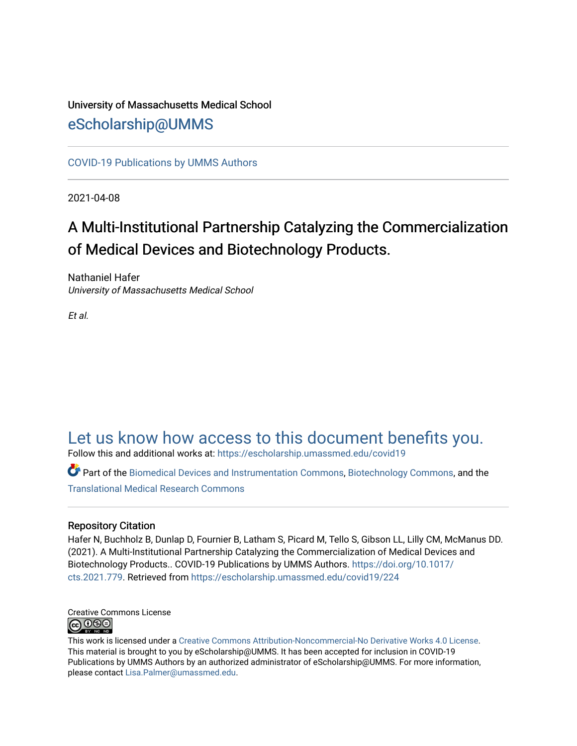University of Massachusetts Medical School

eScholarship@UMMS

COVID-19 Publications by UMMS Authors

2021-04-08

# A Multi-Institutional Partnership Catalyzing the Commercialization of Medical Devices and Biotechnology Products.

Nathaniel Hafer
*University of Massachusetts Medical School*

*Et al.*

## Let us know how access to this document benefits you.

Follow this and additional works at: https://escholarship.umassmed.edu/covid19

Part of the Biomedical Devices and Instrumentation Commons, Biotechnology Commons, and the Translational Medical Research Commons

### Repository Citation

Hafer N, Buchholz B, Dunlap D, Fournier B, Latham S, Picard M, Tello S, Gibson LL, Lilly CM, McManus DD. (2021). A Multi-Institutional Partnership Catalyzing the Commercialization of Medical Devices and Biotechnology Products.. COVID-19 Publications by UMMS Authors. https://doi.org/10.1017/cts.2021.779. Retrieved from https://escholarship.umassmed.edu/covid19/224

Creative Commons License

This work is licensed under a Creative Commons Attribution-Noncommercial-No Derivative Works 4.0 License. This material is brought to you by eScholarship@UMMS. It has been accepted for inclusion in COVID-19 Publications by UMMS Authors by an authorized administrator of eScholarship@UMMS. For more information, please contact Lisa.Palmer@umassmed.edu.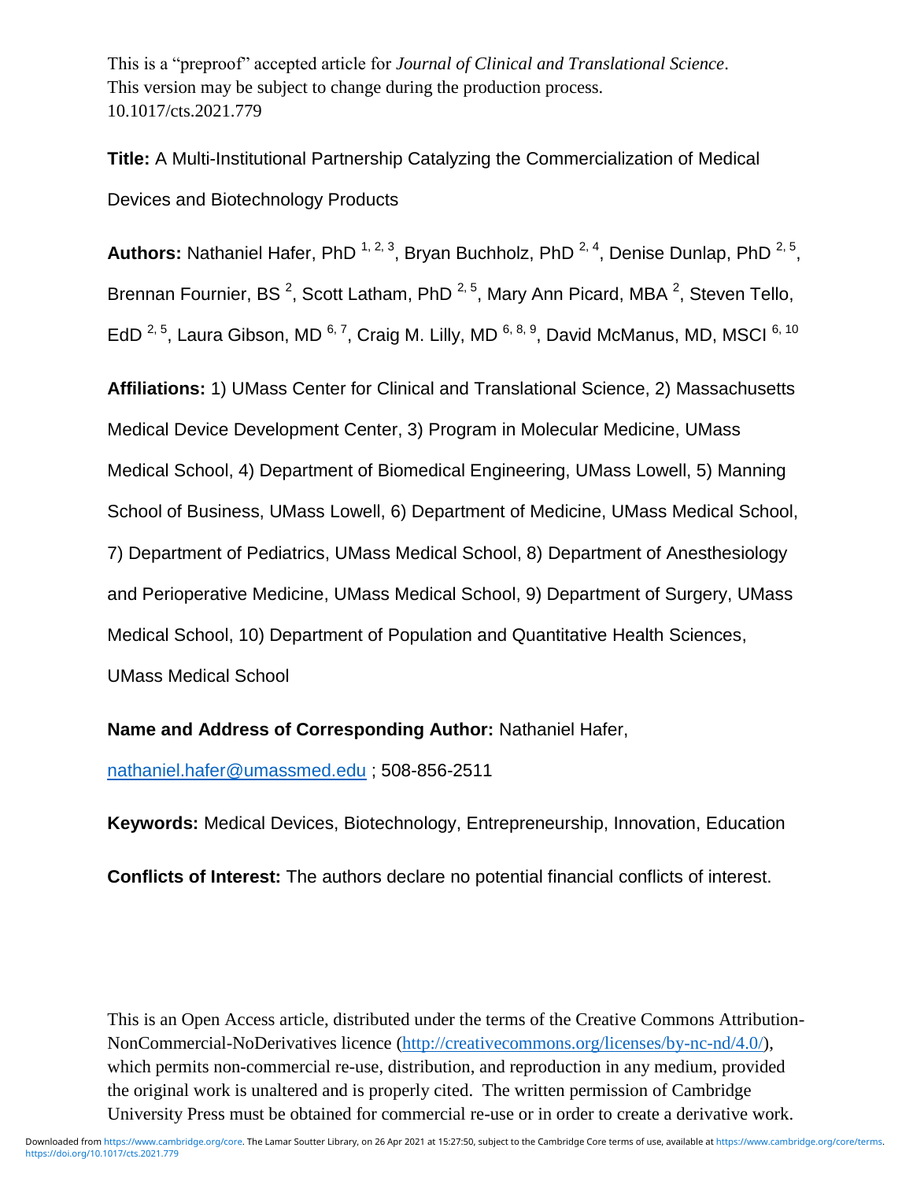This is a "preproof" accepted article for *Journal of Clinical and Translational Science*. This version may be subject to change during the production process. 10.1017/cts.2021.779

**Title:** A Multi-Institutional Partnership Catalyzing the Commercialization of Medical Devices and Biotechnology Products

**Authors:** Nathaniel Hafer, PhD [1, 2, 3], Bryan Buchholz, PhD [2, 4], Denise Dunlap, PhD [2, 5], Brennan Fournier, BS [2], Scott Latham, PhD [2, 5], Mary Ann Picard, MBA [2], Steven Tello, EdD [2, 5], Laura Gibson, MD [6, 7], Craig M. Lilly, MD [6, 8, 9], David McManus, MD, MSCI [6, 10]

**Affiliations:** 1) UMass Center for Clinical and Translational Science, 2) Massachusetts Medical Device Development Center, 3) Program in Molecular Medicine, UMass Medical School, 4) Department of Biomedical Engineering, UMass Lowell, 5) Manning School of Business, UMass Lowell, 6) Department of Medicine, UMass Medical School, 7) Department of Pediatrics, UMass Medical School, 8) Department of Anesthesiology and Perioperative Medicine, UMass Medical School, 9) Department of Surgery, UMass Medical School, 10) Department of Population and Quantitative Health Sciences, UMass Medical School

**Name and Address of Corresponding Author:** Nathaniel Hafer, nathaniel.hafer@umassmed.edu ; 508-856-2511

**Keywords:** Medical Devices, Biotechnology, Entrepreneurship, Innovation, Education

**Conflicts of Interest:** The authors declare no potential financial conflicts of interest.

This is an Open Access article, distributed under the terms of the Creative Commons Attribution-NonCommercial-NoDerivatives licence (http://creativecommons.org/licenses/by-nc-nd/4.0/), which permits non-commercial re-use, distribution, and reproduction in any medium, provided the original work is unaltered and is properly cited. The written permission of Cambridge University Press must be obtained for commercial re-use or in order to create a derivative work.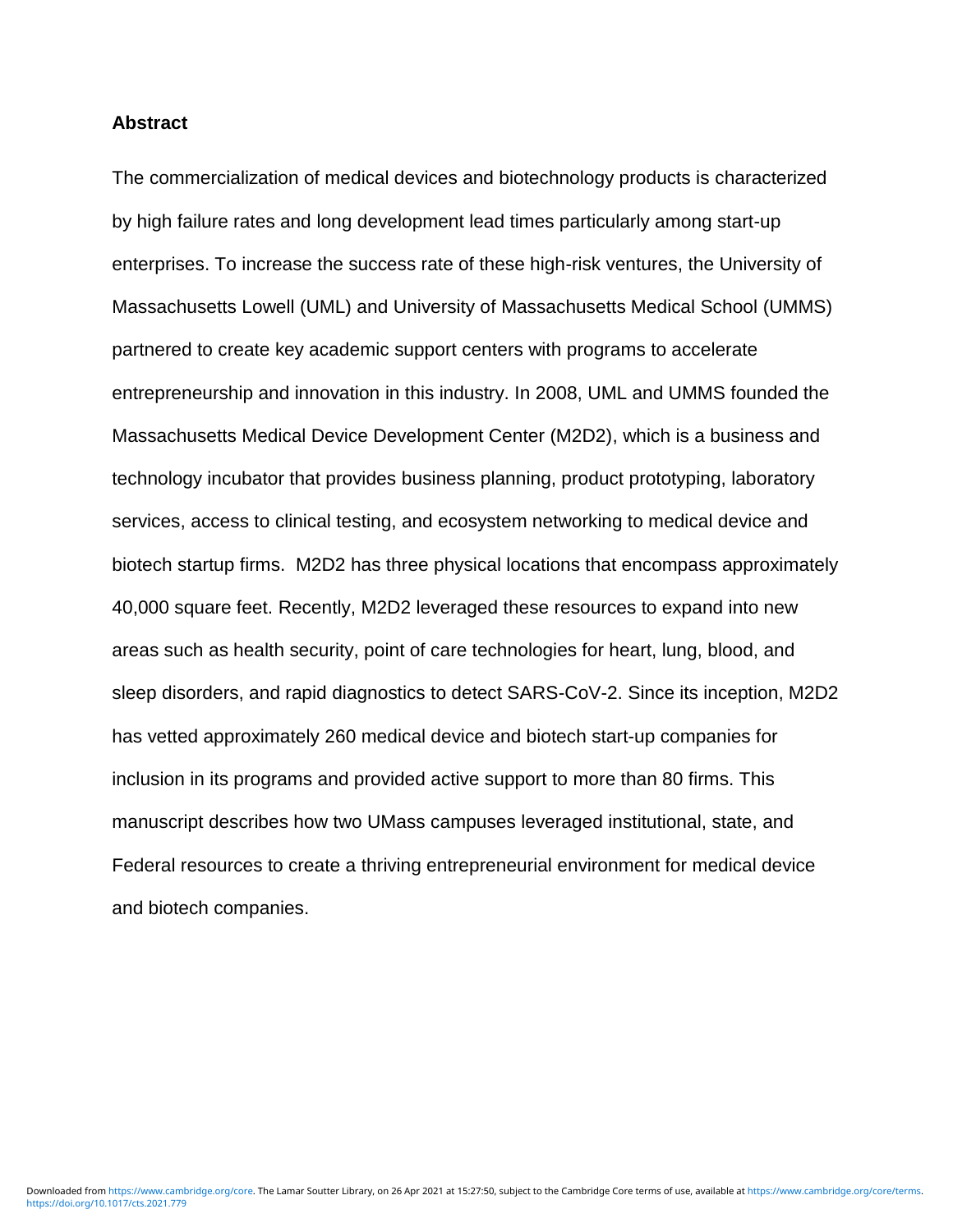## Abstract

The commercialization of medical devices and biotechnology products is characterized by high failure rates and long development lead times particularly among start-up enterprises. To increase the success rate of these high-risk ventures, the University of Massachusetts Lowell (UML) and University of Massachusetts Medical School (UMMS) partnered to create key academic support centers with programs to accelerate entrepreneurship and innovation in this industry. In 2008, UML and UMMS founded the Massachusetts Medical Device Development Center (M2D2), which is a business and technology incubator that provides business planning, product prototyping, laboratory services, access to clinical testing, and ecosystem networking to medical device and biotech startup firms. M2D2 has three physical locations that encompass approximately 40,000 square feet. Recently, M2D2 leveraged these resources to expand into new areas such as health security, point of care technologies for heart, lung, blood, and sleep disorders, and rapid diagnostics to detect SARS-CoV-2. Since its inception, M2D2 has vetted approximately 260 medical device and biotech start-up companies for inclusion in its programs and provided active support to more than 80 firms. This manuscript describes how two UMass campuses leveraged institutional, state, and Federal resources to create a thriving entrepreneurial environment for medical device and biotech companies.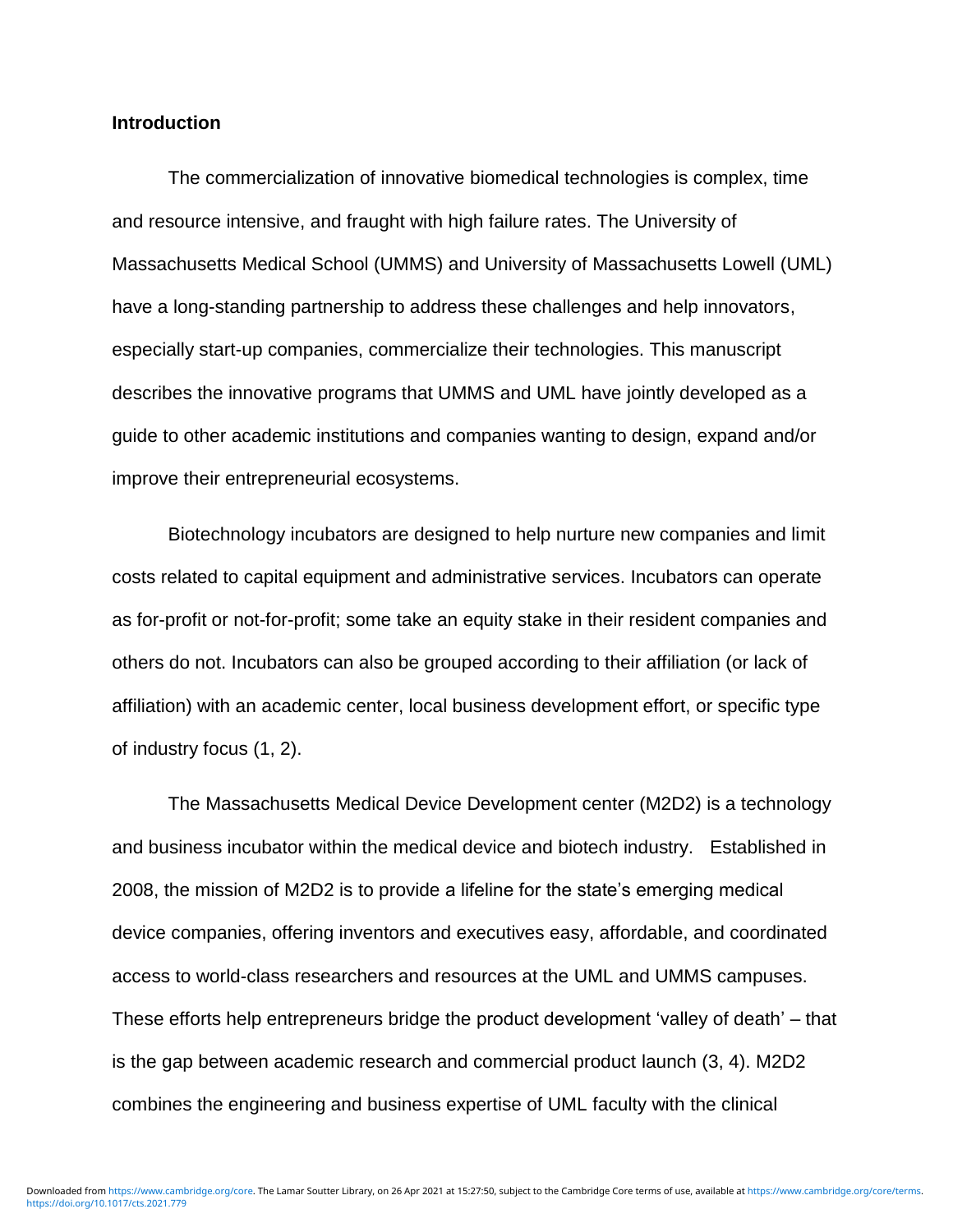## Introduction

The commercialization of innovative biomedical technologies is complex, time and resource intensive, and fraught with high failure rates. The University of Massachusetts Medical School (UMMS) and University of Massachusetts Lowell (UML) have a long-standing partnership to address these challenges and help innovators, especially start-up companies, commercialize their technologies. This manuscript describes the innovative programs that UMMS and UML have jointly developed as a guide to other academic institutions and companies wanting to design, expand and/or improve their entrepreneurial ecosystems.

Biotechnology incubators are designed to help nurture new companies and limit costs related to capital equipment and administrative services. Incubators can operate as for-profit or not-for-profit; some take an equity stake in their resident companies and others do not. Incubators can also be grouped according to their affiliation (or lack of affiliation) with an academic center, local business development effort, or specific type of industry focus (1, 2).

The Massachusetts Medical Device Development center (M2D2) is a technology and business incubator within the medical device and biotech industry. Established in 2008, the mission of M2D2 is to provide a lifeline for the state's emerging medical device companies, offering inventors and executives easy, affordable, and coordinated access to world-class researchers and resources at the UML and UMMS campuses. These efforts help entrepreneurs bridge the product development 'valley of death' – that is the gap between academic research and commercial product launch (3, 4). M2D2 combines the engineering and business expertise of UML faculty with the clinical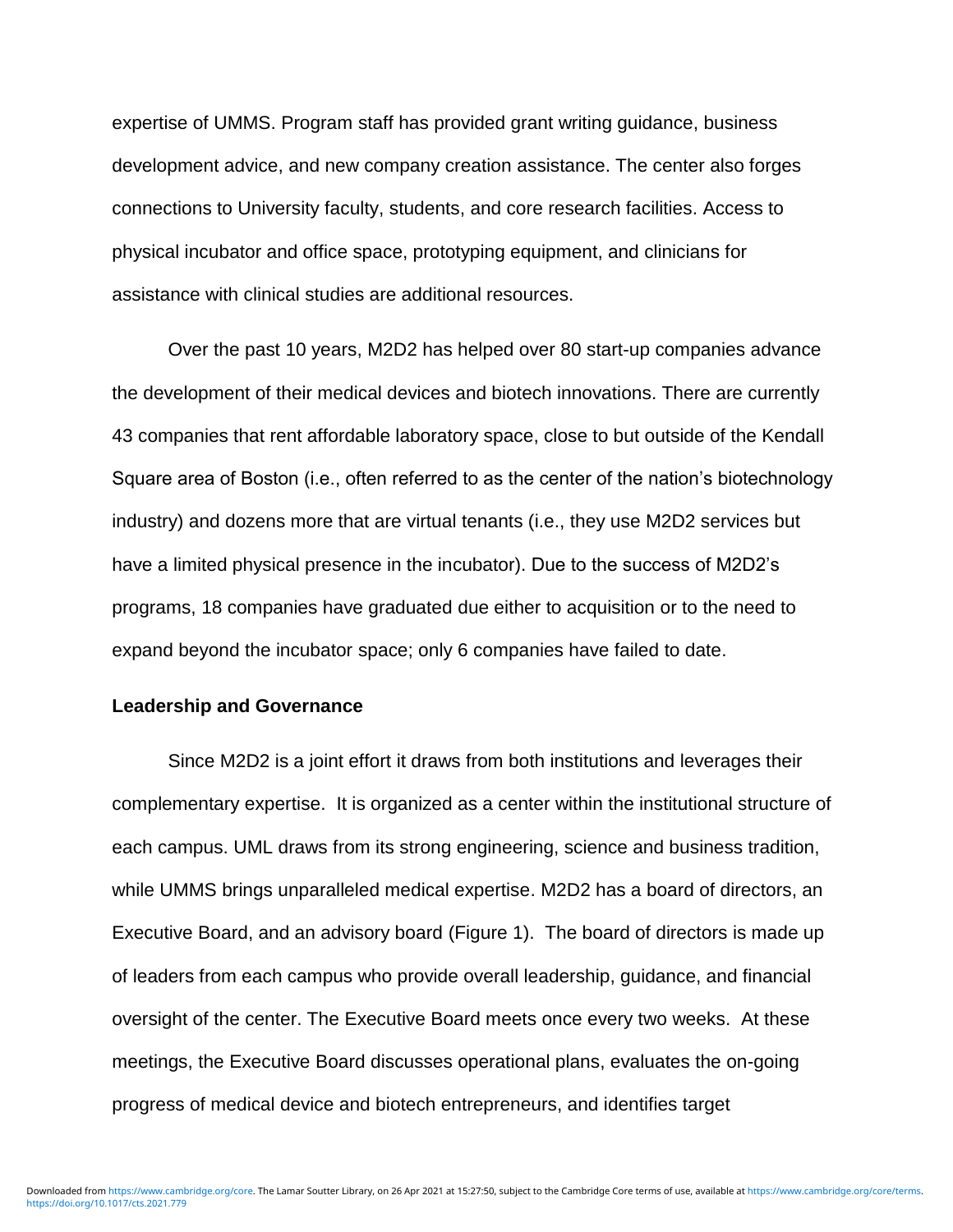expertise of UMMS. Program staff has provided grant writing guidance, business development advice, and new company creation assistance. The center also forges connections to University faculty, students, and core research facilities. Access to physical incubator and office space, prototyping equipment, and clinicians for assistance with clinical studies are additional resources.

Over the past 10 years, M2D2 has helped over 80 start-up companies advance the development of their medical devices and biotech innovations. There are currently 43 companies that rent affordable laboratory space, close to but outside of the Kendall Square area of Boston (i.e., often referred to as the center of the nation's biotechnology industry) and dozens more that are virtual tenants (i.e., they use M2D2 services but have a limited physical presence in the incubator). Due to the success of M2D2's programs, 18 companies have graduated due either to acquisition or to the need to expand beyond the incubator space; only 6 companies have failed to date.

**Leadership and Governance**

Since M2D2 is a joint effort it draws from both institutions and leverages their complementary expertise. It is organized as a center within the institutional structure of each campus. UML draws from its strong engineering, science and business tradition, while UMMS brings unparalleled medical expertise. M2D2 has a board of directors, an Executive Board, and an advisory board (Figure 1). The board of directors is made up of leaders from each campus who provide overall leadership, guidance, and financial oversight of the center. The Executive Board meets once every two weeks. At these meetings, the Executive Board discusses operational plans, evaluates the on-going progress of medical device and biotech entrepreneurs, and identifies target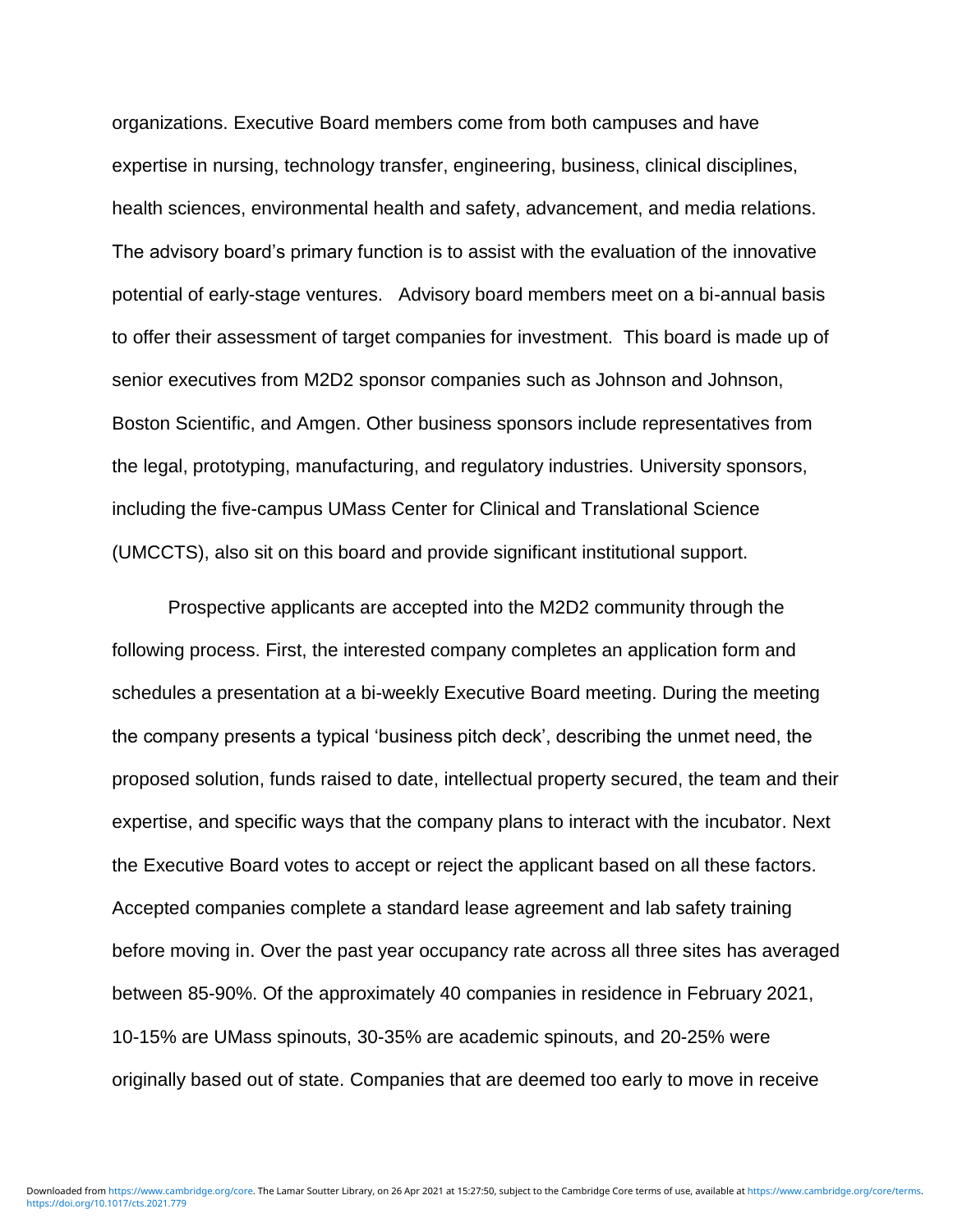organizations. Executive Board members come from both campuses and have expertise in nursing, technology transfer, engineering, business, clinical disciplines, health sciences, environmental health and safety, advancement, and media relations. The advisory board's primary function is to assist with the evaluation of the innovative potential of early-stage ventures. Advisory board members meet on a bi-annual basis to offer their assessment of target companies for investment. This board is made up of senior executives from M2D2 sponsor companies such as Johnson and Johnson, Boston Scientific, and Amgen. Other business sponsors include representatives from the legal, prototyping, manufacturing, and regulatory industries. University sponsors, including the five-campus UMass Center for Clinical and Translational Science (UMCCTS), also sit on this board and provide significant institutional support.

Prospective applicants are accepted into the M2D2 community through the following process. First, the interested company completes an application form and schedules a presentation at a bi-weekly Executive Board meeting. During the meeting the company presents a typical 'business pitch deck', describing the unmet need, the proposed solution, funds raised to date, intellectual property secured, the team and their expertise, and specific ways that the company plans to interact with the incubator. Next the Executive Board votes to accept or reject the applicant based on all these factors. Accepted companies complete a standard lease agreement and lab safety training before moving in. Over the past year occupancy rate across all three sites has averaged between 85-90%. Of the approximately 40 companies in residence in February 2021, 10-15% are UMass spinouts, 30-35% are academic spinouts, and 20-25% were originally based out of state. Companies that are deemed too early to move in receive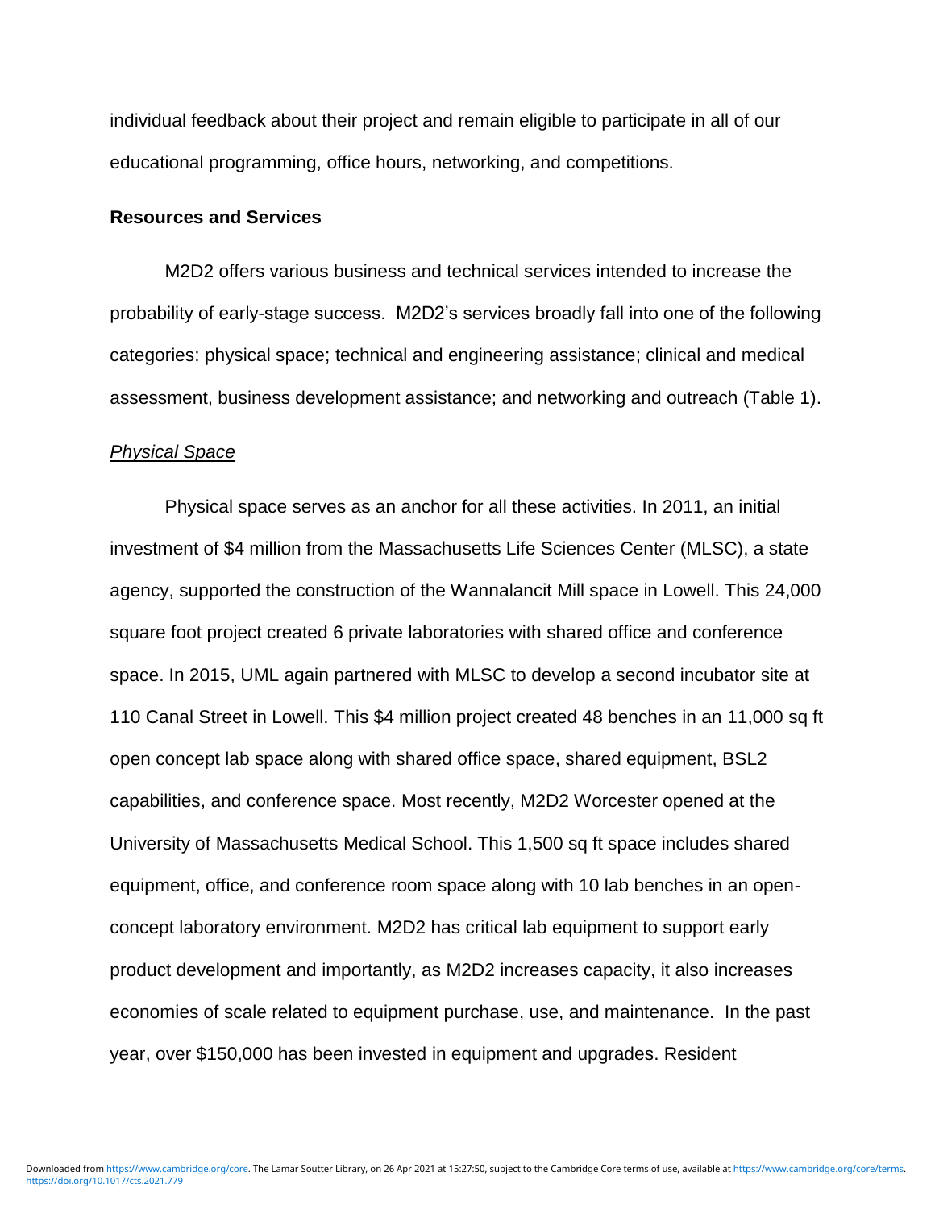individual feedback about their project and remain eligible to participate in all of our educational programming, office hours, networking, and competitions.

## Resources and Services

M2D2 offers various business and technical services intended to increase the probability of early-stage success. M2D2's services broadly fall into one of the following categories: physical space; technical and engineering assistance; clinical and medical assessment, business development assistance; and networking and outreach (Table 1).

### *Physical Space*

Physical space serves as an anchor for all these activities. In 2011, an initial investment of $4 million from the Massachusetts Life Sciences Center (MLSC), a state agency, supported the construction of the Wannalancit Mill space in Lowell. This 24,000 square foot project created 6 private laboratories with shared office and conference space. In 2015, UML again partnered with MLSC to develop a second incubator site at 110 Canal Street in Lowell. This $4 million project created 48 benches in an 11,000 sq ft open concept lab space along with shared office space, shared equipment, BSL2 capabilities, and conference space. Most recently, M2D2 Worcester opened at the University of Massachusetts Medical School. This 1,500 sq ft space includes shared equipment, office, and conference room space along with 10 lab benches in an open-concept laboratory environment. M2D2 has critical lab equipment to support early product development and importantly, as M2D2 increases capacity, it also increases economies of scale related to equipment purchase, use, and maintenance. In the past year, over $150,000 has been invested in equipment and upgrades. Resident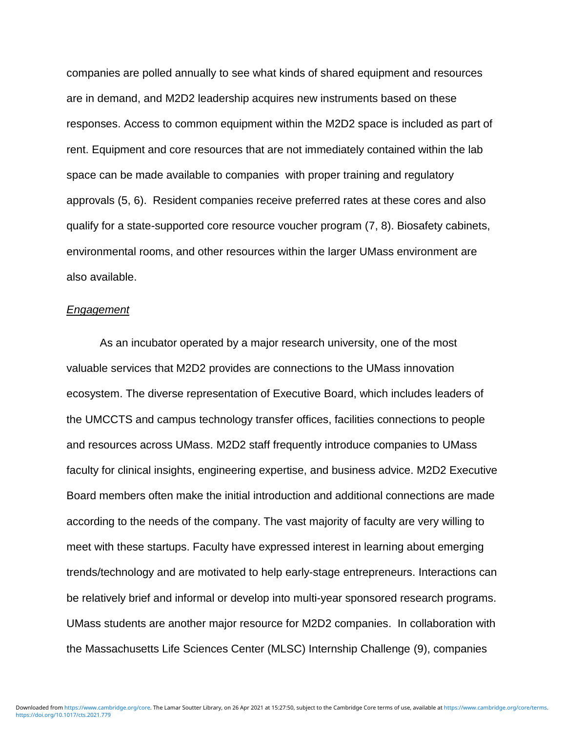companies are polled annually to see what kinds of shared equipment and resources are in demand, and M2D2 leadership acquires new instruments based on these responses. Access to common equipment within the M2D2 space is included as part of rent. Equipment and core resources that are not immediately contained within the lab space can be made available to companies with proper training and regulatory approvals (5, 6). Resident companies receive preferred rates at these cores and also qualify for a state-supported core resource voucher program (7, 8). Biosafety cabinets, environmental rooms, and other resources within the larger UMass environment are also available.

*Engagement*

As an incubator operated by a major research university, one of the most valuable services that M2D2 provides are connections to the UMass innovation ecosystem. The diverse representation of Executive Board, which includes leaders of the UMCCTS and campus technology transfer offices, facilities connections to people and resources across UMass. M2D2 staff frequently introduce companies to UMass faculty for clinical insights, engineering expertise, and business advice. M2D2 Executive Board members often make the initial introduction and additional connections are made according to the needs of the company. The vast majority of faculty are very willing to meet with these startups. Faculty have expressed interest in learning about emerging trends/technology and are motivated to help early-stage entrepreneurs. Interactions can be relatively brief and informal or develop into multi-year sponsored research programs. UMass students are another major resource for M2D2 companies. In collaboration with the Massachusetts Life Sciences Center (MLSC) Internship Challenge (9), companies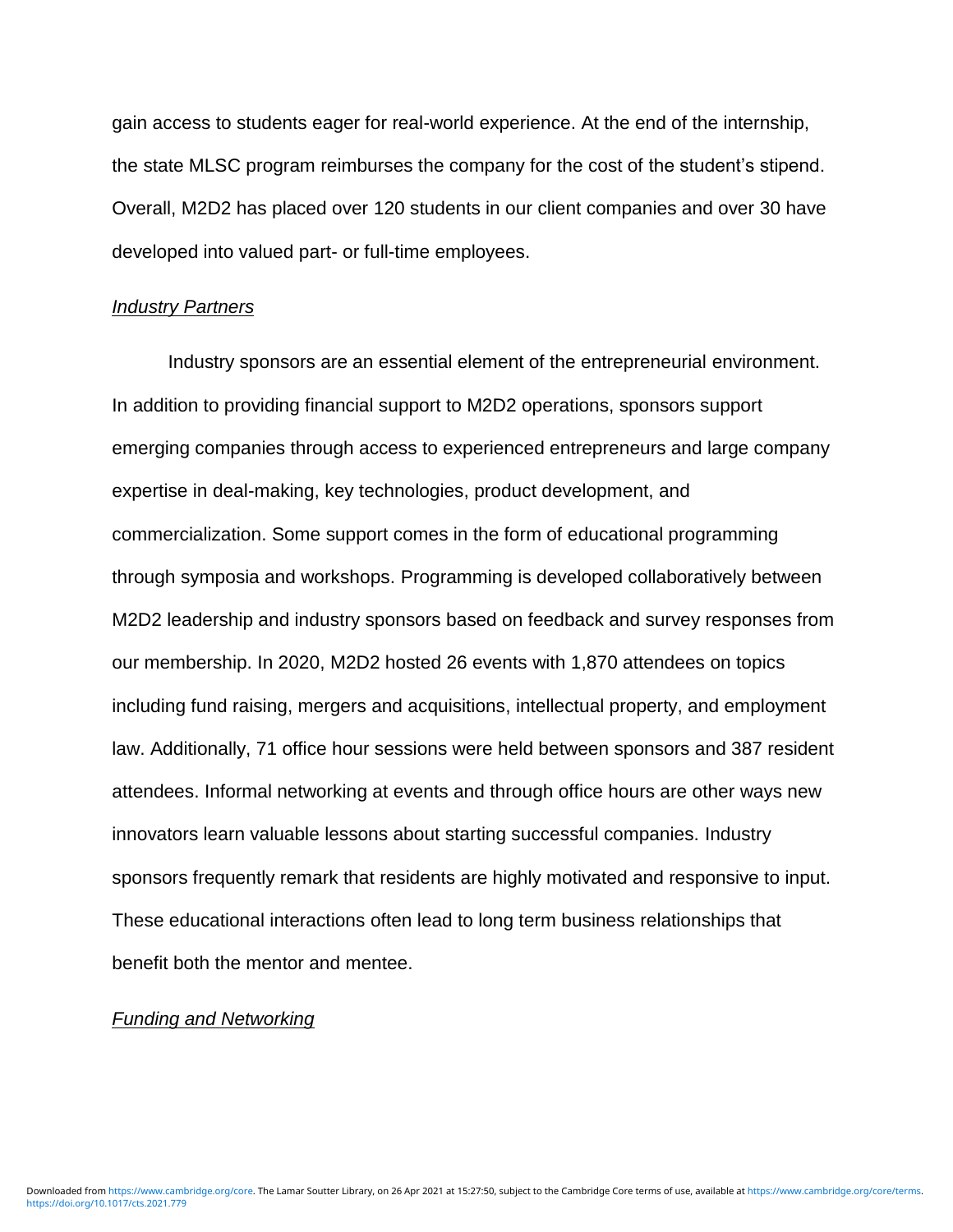gain access to students eager for real-world experience. At the end of the internship, the state MLSC program reimburses the company for the cost of the student's stipend. Overall, M2D2 has placed over 120 students in our client companies and over 30 have developed into valued part- or full-time employees.

*Industry Partners*

Industry sponsors are an essential element of the entrepreneurial environment. In addition to providing financial support to M2D2 operations, sponsors support emerging companies through access to experienced entrepreneurs and large company expertise in deal-making, key technologies, product development, and commercialization. Some support comes in the form of educational programming through symposia and workshops. Programming is developed collaboratively between M2D2 leadership and industry sponsors based on feedback and survey responses from our membership. In 2020, M2D2 hosted 26 events with 1,870 attendees on topics including fund raising, mergers and acquisitions, intellectual property, and employment law. Additionally, 71 office hour sessions were held between sponsors and 387 resident attendees. Informal networking at events and through office hours are other ways new innovators learn valuable lessons about starting successful companies. Industry sponsors frequently remark that residents are highly motivated and responsive to input. These educational interactions often lead to long term business relationships that benefit both the mentor and mentee.

*Funding and Networking*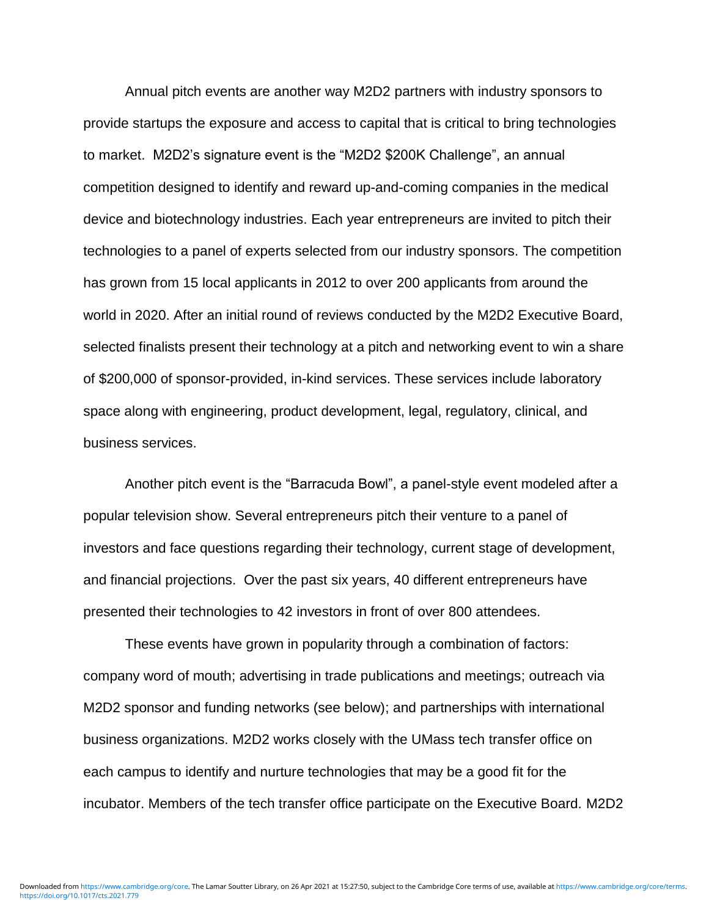Annual pitch events are another way M2D2 partners with industry sponsors to provide startups the exposure and access to capital that is critical to bring technologies to market. M2D2's signature event is the "M2D2 $200K Challenge", an annual competition designed to identify and reward up-and-coming companies in the medical device and biotechnology industries. Each year entrepreneurs are invited to pitch their technologies to a panel of experts selected from our industry sponsors. The competition has grown from 15 local applicants in 2012 to over 200 applicants from around the world in 2020. After an initial round of reviews conducted by the M2D2 Executive Board, selected finalists present their technology at a pitch and networking event to win a share of $200,000 of sponsor-provided, in-kind services. These services include laboratory space along with engineering, product development, legal, regulatory, clinical, and business services.

Another pitch event is the "Barracuda Bowl", a panel-style event modeled after a popular television show. Several entrepreneurs pitch their venture to a panel of investors and face questions regarding their technology, current stage of development, and financial projections. Over the past six years, 40 different entrepreneurs have presented their technologies to 42 investors in front of over 800 attendees.

These events have grown in popularity through a combination of factors: company word of mouth; advertising in trade publications and meetings; outreach via M2D2 sponsor and funding networks (see below); and partnerships with international business organizations. M2D2 works closely with the UMass tech transfer office on each campus to identify and nurture technologies that may be a good fit for the incubator. Members of the tech transfer office participate on the Executive Board. M2D2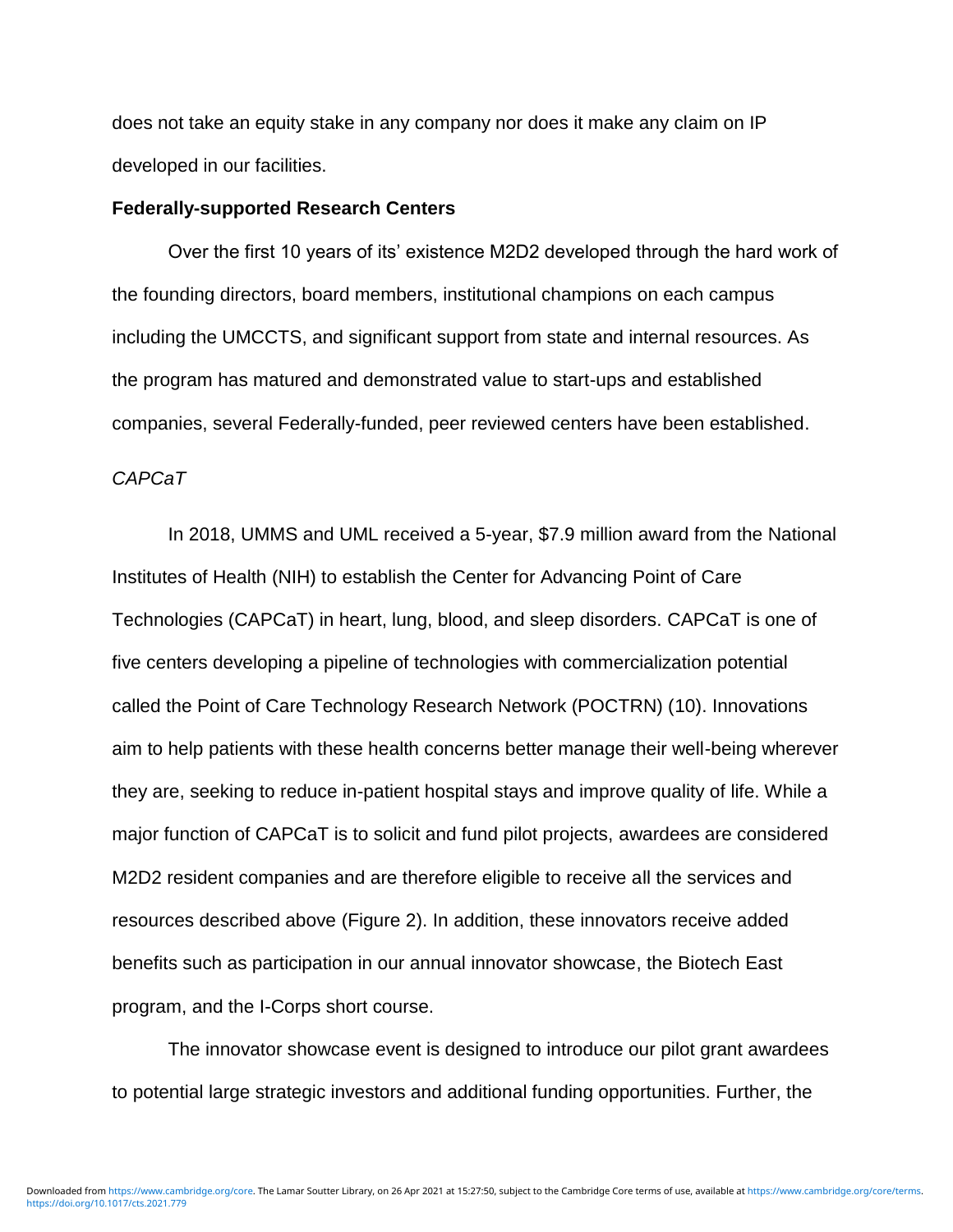does not take an equity stake in any company nor does it make any claim on IP developed in our facilities.

**Federally-supported Research Centers**

Over the first 10 years of its' existence M2D2 developed through the hard work of the founding directors, board members, institutional champions on each campus including the UMCCTS, and significant support from state and internal resources. As the program has matured and demonstrated value to start-ups and established companies, several Federally-funded, peer reviewed centers have been established.

*CAPCaT*

In 2018, UMMS and UML received a 5-year, $7.9 million award from the National Institutes of Health (NIH) to establish the Center for Advancing Point of Care Technologies (CAPCaT) in heart, lung, blood, and sleep disorders. CAPCaT is one of five centers developing a pipeline of technologies with commercialization potential called the Point of Care Technology Research Network (POCTRN) (10). Innovations aim to help patients with these health concerns better manage their well-being wherever they are, seeking to reduce in-patient hospital stays and improve quality of life. While a major function of CAPCaT is to solicit and fund pilot projects, awardees are considered M2D2 resident companies and are therefore eligible to receive all the services and resources described above (Figure 2). In addition, these innovators receive added benefits such as participation in our annual innovator showcase, the Biotech East program, and the I-Corps short course.

The innovator showcase event is designed to introduce our pilot grant awardees to potential large strategic investors and additional funding opportunities. Further, the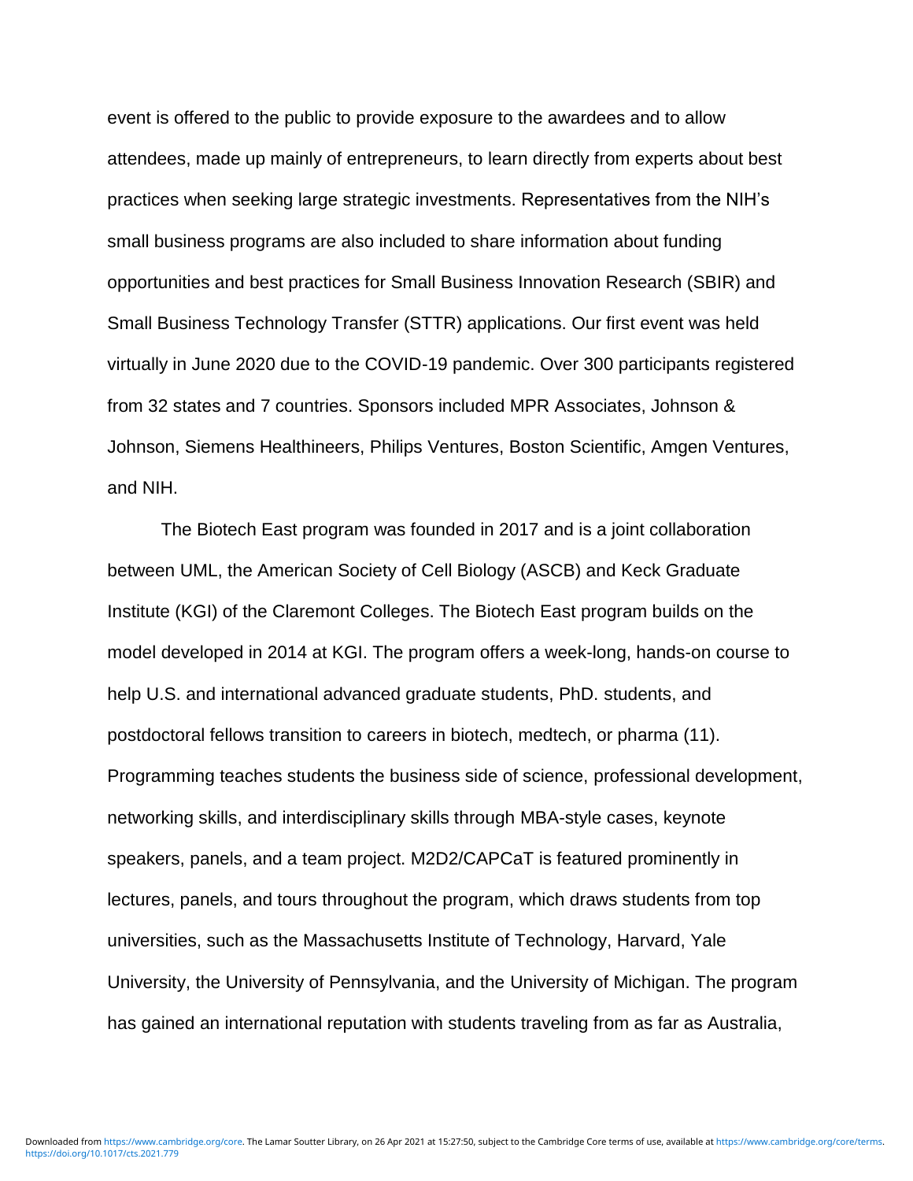event is offered to the public to provide exposure to the awardees and to allow attendees, made up mainly of entrepreneurs, to learn directly from experts about best practices when seeking large strategic investments. Representatives from the NIH's small business programs are also included to share information about funding opportunities and best practices for Small Business Innovation Research (SBIR) and Small Business Technology Transfer (STTR) applications. Our first event was held virtually in June 2020 due to the COVID-19 pandemic. Over 300 participants registered from 32 states and 7 countries. Sponsors included MPR Associates, Johnson & Johnson, Siemens Healthineers, Philips Ventures, Boston Scientific, Amgen Ventures, and NIH.

The Biotech East program was founded in 2017 and is a joint collaboration between UML, the American Society of Cell Biology (ASCB) and Keck Graduate Institute (KGI) of the Claremont Colleges. The Biotech East program builds on the model developed in 2014 at KGI. The program offers a week-long, hands-on course to help U.S. and international advanced graduate students, PhD. students, and postdoctoral fellows transition to careers in biotech, medtech, or pharma (11). Programming teaches students the business side of science, professional development, networking skills, and interdisciplinary skills through MBA-style cases, keynote speakers, panels, and a team project. M2D2/CAPCaT is featured prominently in lectures, panels, and tours throughout the program, which draws students from top universities, such as the Massachusetts Institute of Technology, Harvard, Yale University, the University of Pennsylvania, and the University of Michigan. The program has gained an international reputation with students traveling from as far as Australia,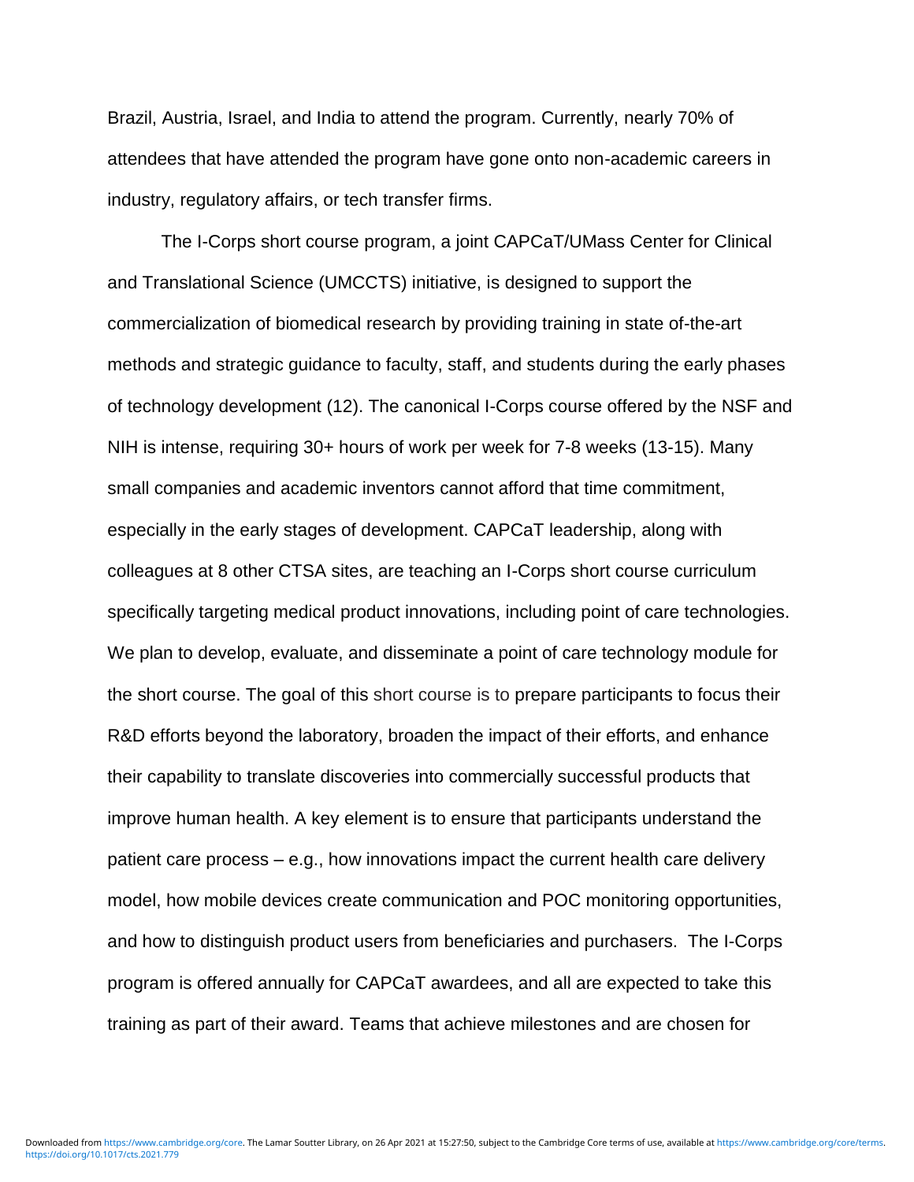Brazil, Austria, Israel, and India to attend the program. Currently, nearly 70% of attendees that have attended the program have gone onto non-academic careers in industry, regulatory affairs, or tech transfer firms.

The I-Corps short course program, a joint CAPCaT/UMass Center for Clinical and Translational Science (UMCCTS) initiative, is designed to support the commercialization of biomedical research by providing training in state of-the-art methods and strategic guidance to faculty, staff, and students during the early phases of technology development (12). The canonical I-Corps course offered by the NSF and NIH is intense, requiring 30+ hours of work per week for 7-8 weeks (13-15). Many small companies and academic inventors cannot afford that time commitment, especially in the early stages of development. CAPCaT leadership, along with colleagues at 8 other CTSA sites, are teaching an I-Corps short course curriculum specifically targeting medical product innovations, including point of care technologies. We plan to develop, evaluate, and disseminate a point of care technology module for the short course. The goal of this short course is to prepare participants to focus their R&D efforts beyond the laboratory, broaden the impact of their efforts, and enhance their capability to translate discoveries into commercially successful products that improve human health. A key element is to ensure that participants understand the patient care process – e.g., how innovations impact the current health care delivery model, how mobile devices create communication and POC monitoring opportunities, and how to distinguish product users from beneficiaries and purchasers. The I-Corps program is offered annually for CAPCaT awardees, and all are expected to take this training as part of their award. Teams that achieve milestones and are chosen for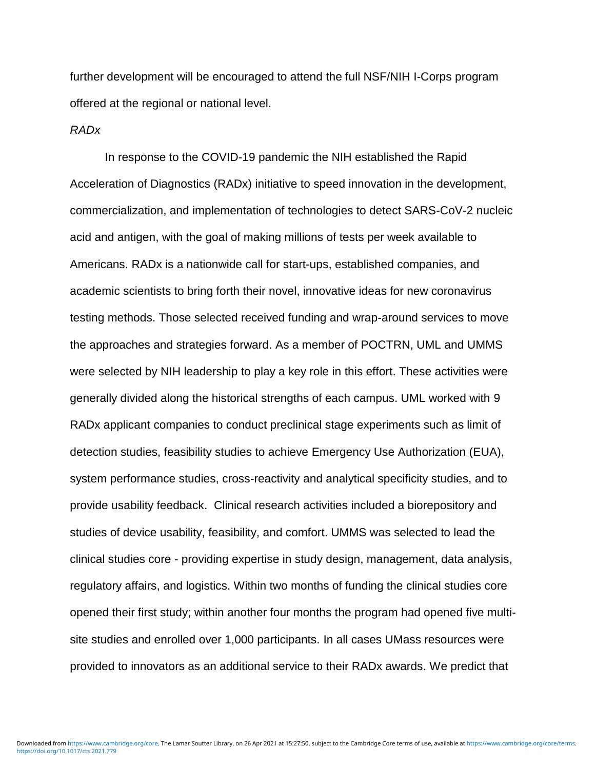further development will be encouraged to attend the full NSF/NIH I-Corps program offered at the regional or national level.

*RADx*

In response to the COVID-19 pandemic the NIH established the Rapid Acceleration of Diagnostics (RADx) initiative to speed innovation in the development, commercialization, and implementation of technologies to detect SARS-CoV-2 nucleic acid and antigen, with the goal of making millions of tests per week available to Americans. RADx is a nationwide call for start-ups, established companies, and academic scientists to bring forth their novel, innovative ideas for new coronavirus testing methods. Those selected received funding and wrap-around services to move the approaches and strategies forward. As a member of POCTRN, UML and UMMS were selected by NIH leadership to play a key role in this effort. These activities were generally divided along the historical strengths of each campus. UML worked with 9 RADx applicant companies to conduct preclinical stage experiments such as limit of detection studies, feasibility studies to achieve Emergency Use Authorization (EUA), system performance studies, cross-reactivity and analytical specificity studies, and to provide usability feedback. Clinical research activities included a biorepository and studies of device usability, feasibility, and comfort. UMMS was selected to lead the clinical studies core - providing expertise in study design, management, data analysis, regulatory affairs, and logistics. Within two months of funding the clinical studies core opened their first study; within another four months the program had opened five multi-site studies and enrolled over 1,000 participants. In all cases UMass resources were provided to innovators as an additional service to their RADx awards. We predict that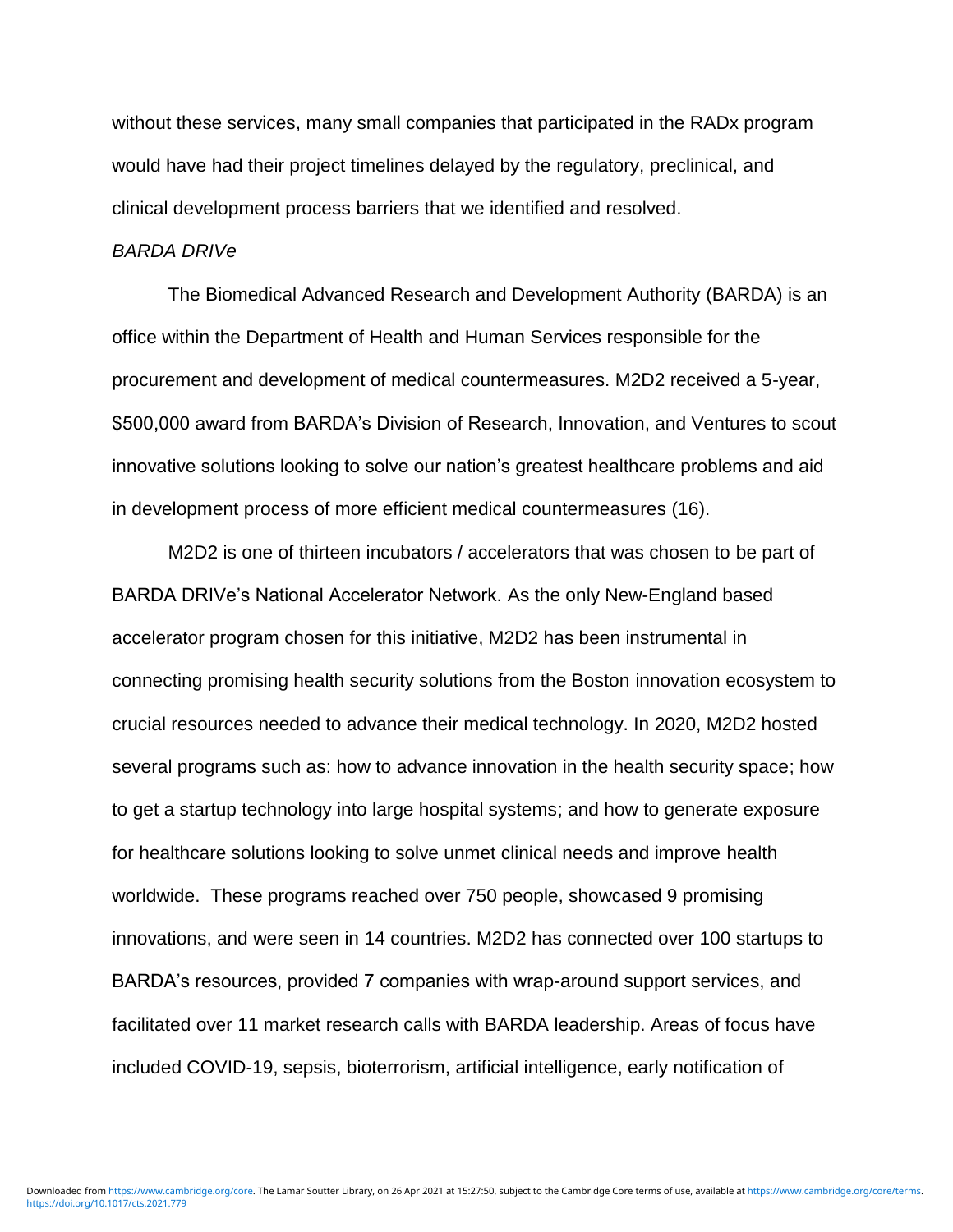without these services, many small companies that participated in the RADx program would have had their project timelines delayed by the regulatory, preclinical, and clinical development process barriers that we identified and resolved.

*BARDA DRIVe*

The Biomedical Advanced Research and Development Authority (BARDA) is an office within the Department of Health and Human Services responsible for the procurement and development of medical countermeasures. M2D2 received a 5-year, $500,000 award from BARDA's Division of Research, Innovation, and Ventures to scout innovative solutions looking to solve our nation's greatest healthcare problems and aid in development process of more efficient medical countermeasures (16).

M2D2 is one of thirteen incubators / accelerators that was chosen to be part of BARDA DRIVe's National Accelerator Network. As the only New-England based accelerator program chosen for this initiative, M2D2 has been instrumental in connecting promising health security solutions from the Boston innovation ecosystem to crucial resources needed to advance their medical technology. In 2020, M2D2 hosted several programs such as: how to advance innovation in the health security space; how to get a startup technology into large hospital systems; and how to generate exposure for healthcare solutions looking to solve unmet clinical needs and improve health worldwide. These programs reached over 750 people, showcased 9 promising innovations, and were seen in 14 countries. M2D2 has connected over 100 startups to BARDA's resources, provided 7 companies with wrap-around support services, and facilitated over 11 market research calls with BARDA leadership. Areas of focus have included COVID-19, sepsis, bioterrorism, artificial intelligence, early notification of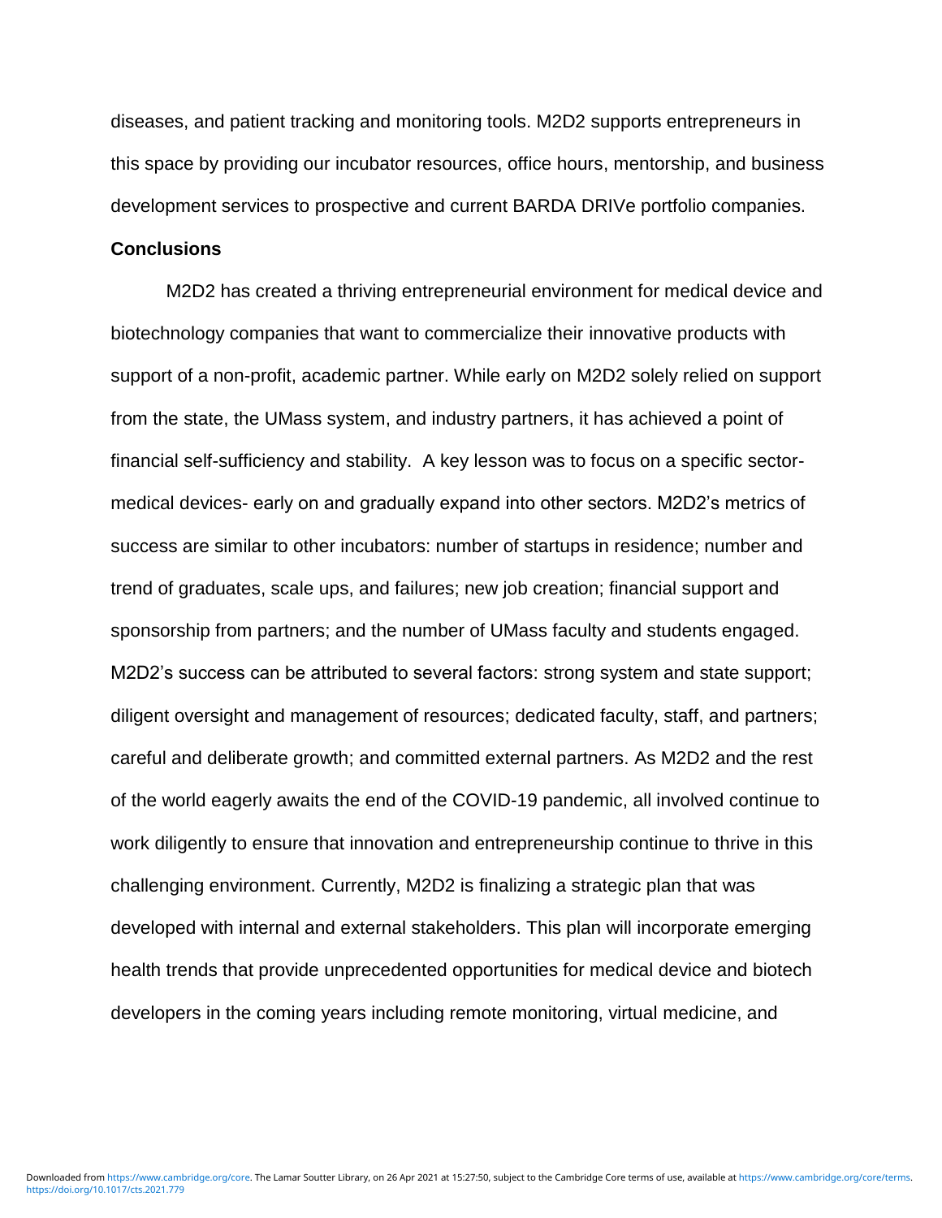diseases, and patient tracking and monitoring tools. M2D2 supports entrepreneurs in this space by providing our incubator resources, office hours, mentorship, and business development services to prospective and current BARDA DRIVe portfolio companies.

## Conclusions

M2D2 has created a thriving entrepreneurial environment for medical device and biotechnology companies that want to commercialize their innovative products with support of a non-profit, academic partner. While early on M2D2 solely relied on support from the state, the UMass system, and industry partners, it has achieved a point of financial self-sufficiency and stability. A key lesson was to focus on a specific sector- medical devices- early on and gradually expand into other sectors. M2D2's metrics of success are similar to other incubators: number of startups in residence; number and trend of graduates, scale ups, and failures; new job creation; financial support and sponsorship from partners; and the number of UMass faculty and students engaged. M2D2's success can be attributed to several factors: strong system and state support; diligent oversight and management of resources; dedicated faculty, staff, and partners; careful and deliberate growth; and committed external partners. As M2D2 and the rest of the world eagerly awaits the end of the COVID-19 pandemic, all involved continue to work diligently to ensure that innovation and entrepreneurship continue to thrive in this challenging environment. Currently, M2D2 is finalizing a strategic plan that was developed with internal and external stakeholders. This plan will incorporate emerging health trends that provide unprecedented opportunities for medical device and biotech developers in the coming years including remote monitoring, virtual medicine, and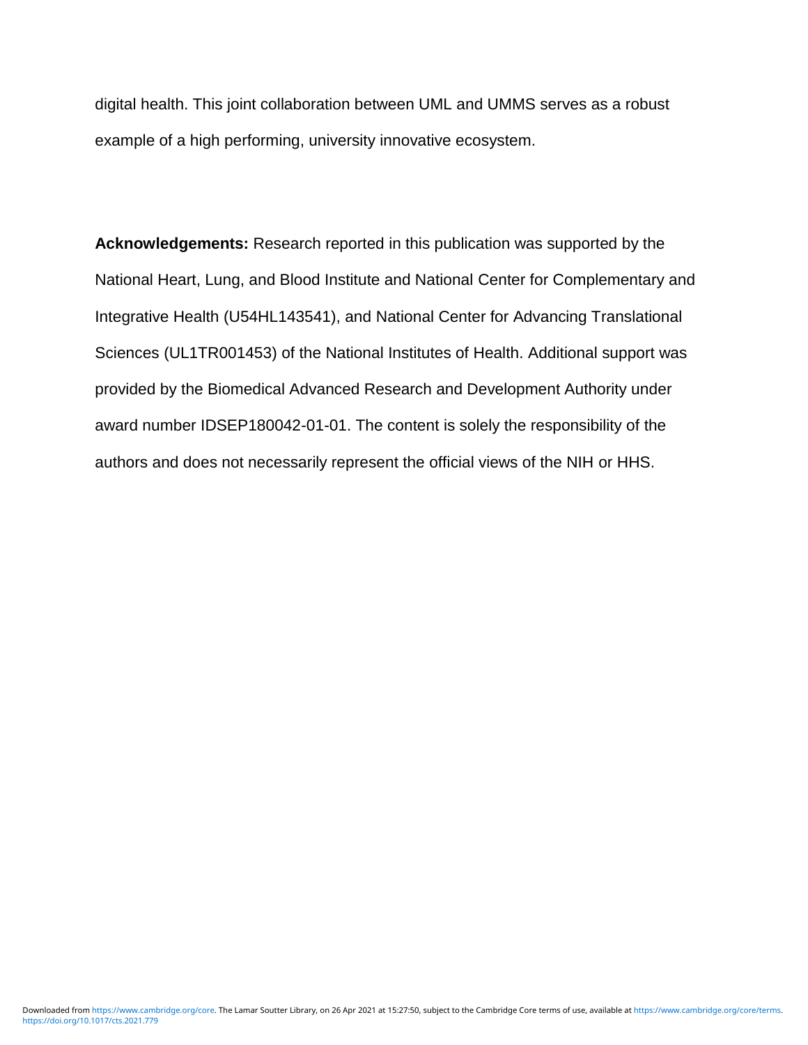digital health. This joint collaboration between UML and UMMS serves as a robust example of a high performing, university innovative ecosystem.

**Acknowledgements:** Research reported in this publication was supported by the National Heart, Lung, and Blood Institute and National Center for Complementary and Integrative Health (U54HL143541), and National Center for Advancing Translational Sciences (UL1TR001453) of the National Institutes of Health. Additional support was provided by the Biomedical Advanced Research and Development Authority under award number IDSEP180042-01-01. The content is solely the responsibility of the authors and does not necessarily represent the official views of the NIH or HHS.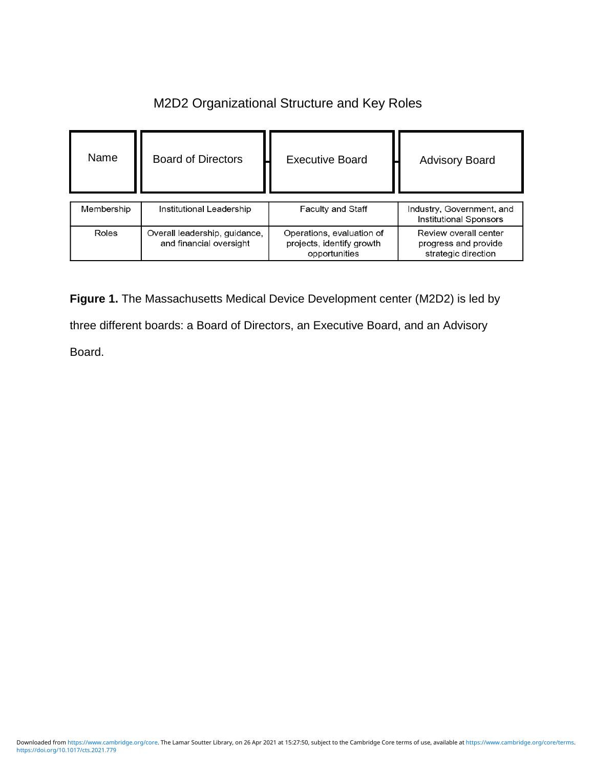M2D2 Organizational Structure and Key Roles

| Name | Board of Directors | Executive Board | Advisory Board |
|---|---|---|---|
| Membership | Institutional Leadership | Faculty and Staff | Industry, Government, and Institutional Sponsors |
| Roles | Overall leadership, guidance, and financial oversight | Operations, evaluation of projects, identify growth opportunities | Review overall center progress and provide strategic direction |

**Figure 1.** The Massachusetts Medical Device Development center (M2D2) is led by three different boards: a Board of Directors, an Executive Board, and an Advisory Board.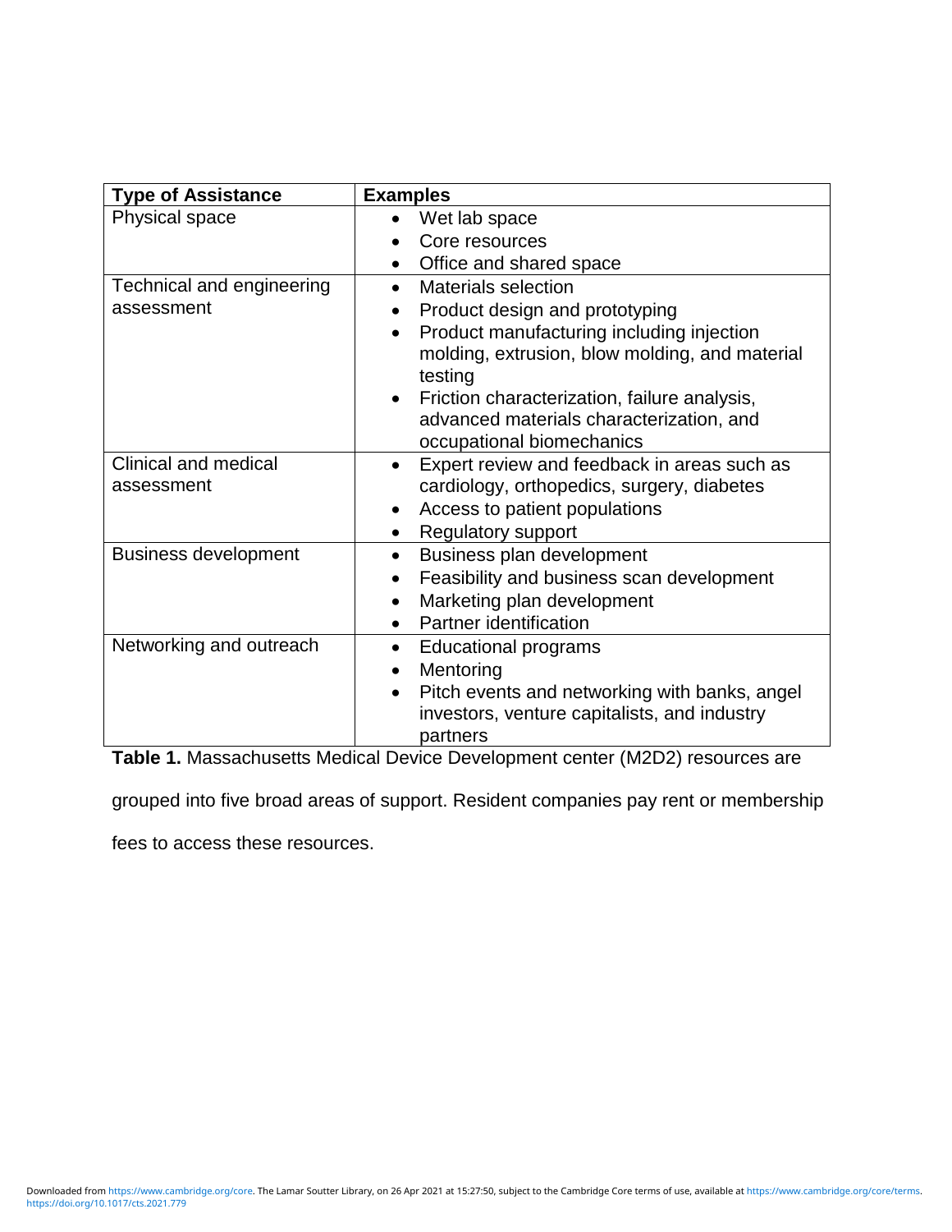| Type of Assistance | Examples |
|---|---|
| Physical space | • Wet lab space<br>• Core resources<br>• Office and shared space |
| Technical and engineering assessment | • Materials selection<br>• Product design and prototyping<br>• Product manufacturing including injection molding, extrusion, blow molding, and material testing<br>• Friction characterization, failure analysis, advanced materials characterization, and occupational biomechanics |
| Clinical and medical assessment | • Expert review and feedback in areas such as cardiology, orthopedics, surgery, diabetes<br>• Access to patient populations<br>• Regulatory support |
| Business development | • Business plan development<br>• Feasibility and business scan development<br>• Marketing plan development<br>• Partner identification |
| Networking and outreach | • Educational programs<br>• Mentoring<br>• Pitch events and networking with banks, angel investors, venture capitalists, and industry partners |

**Table 1.** Massachusetts Medical Device Development center (M2D2) resources are grouped into five broad areas of support. Resident companies pay rent or membership fees to access these resources.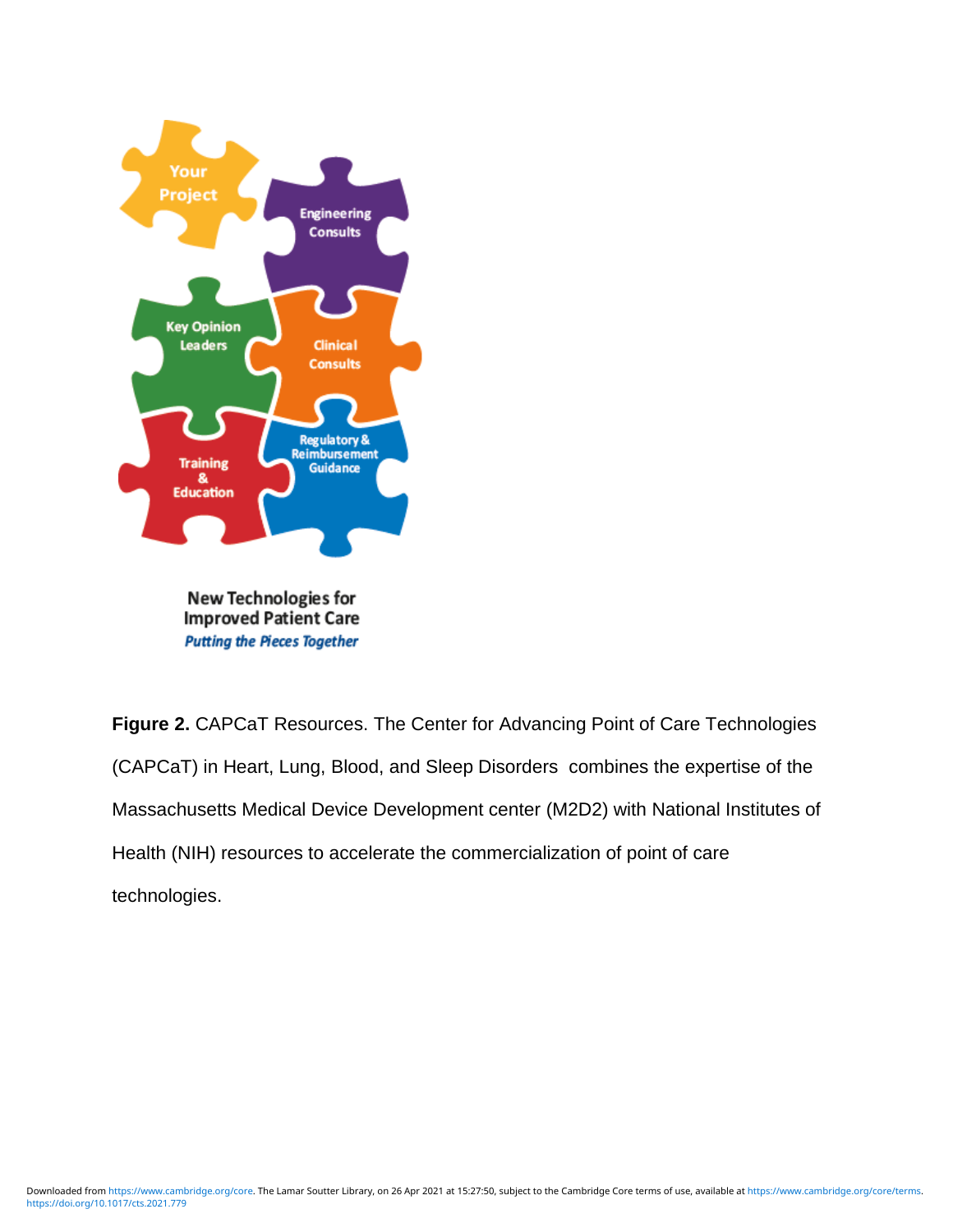Your Project

Engineering Consults

Key Opinion Leaders

Clinical Consults

Training & Education

Regulatory & Reimbursement Guidance

**New Technologies for Improved Patient Care**

***Putting the Pieces Together***

**Figure 2.** CAPCaT Resources. The Center for Advancing Point of Care Technologies (CAPCaT) in Heart, Lung, Blood, and Sleep Disorders combines the expertise of the Massachusetts Medical Device Development center (M2D2) with National Institutes of Health (NIH) resources to accelerate the commercialization of point of care technologies.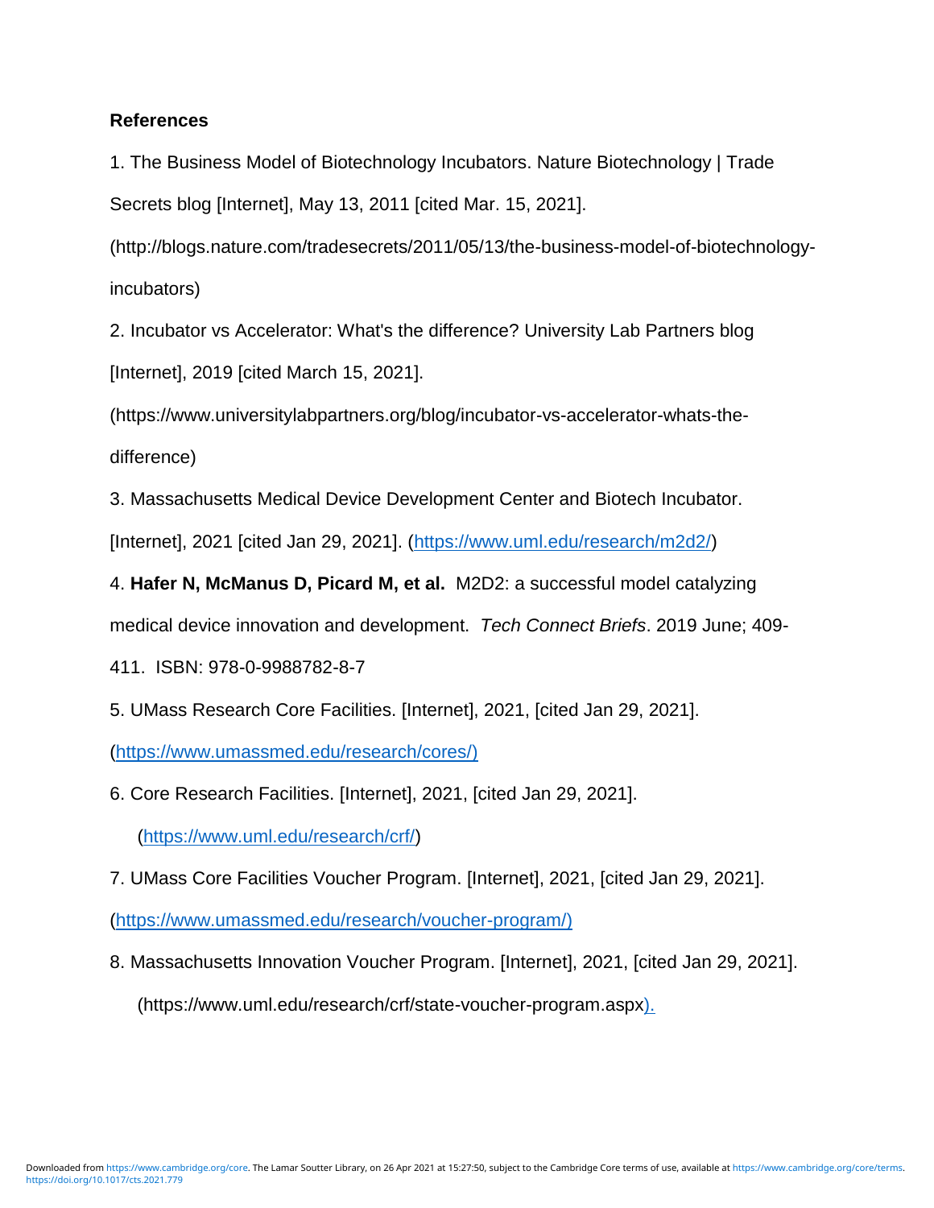**References**

1. The Business Model of Biotechnology Incubators. Nature Biotechnology | Trade Secrets blog [Internet], May 13, 2011 [cited Mar. 15, 2021]. (http://blogs.nature.com/tradesecrets/2011/05/13/the-business-model-of-biotechnology-incubators)

2. Incubator vs Accelerator: What's the difference? University Lab Partners blog [Internet], 2019 [cited March 15, 2021]. (https://www.universitylabpartners.org/blog/incubator-vs-accelerator-whats-the-difference)

3. Massachusetts Medical Device Development Center and Biotech Incubator. [Internet], 2021 [cited Jan 29, 2021]. (https://www.uml.edu/research/m2d2/)

4. **Hafer N, McManus D, Picard M, et al.** M2D2: a successful model catalyzing medical device innovation and development. *Tech Connect Briefs*. 2019 June; 409-411. ISBN: 978-0-9988782-8-7

5. UMass Research Core Facilities. [Internet], 2021, [cited Jan 29, 2021]. (https://www.umassmed.edu/research/cores/)

6. Core Research Facilities. [Internet], 2021, [cited Jan 29, 2021]. (https://www.uml.edu/research/crf/)

7. UMass Core Facilities Voucher Program. [Internet], 2021, [cited Jan 29, 2021]. (https://www.umassmed.edu/research/voucher-program/)

8. Massachusetts Innovation Voucher Program. [Internet], 2021, [cited Jan 29, 2021]. (https://www.uml.edu/research/crf/state-voucher-program.aspx).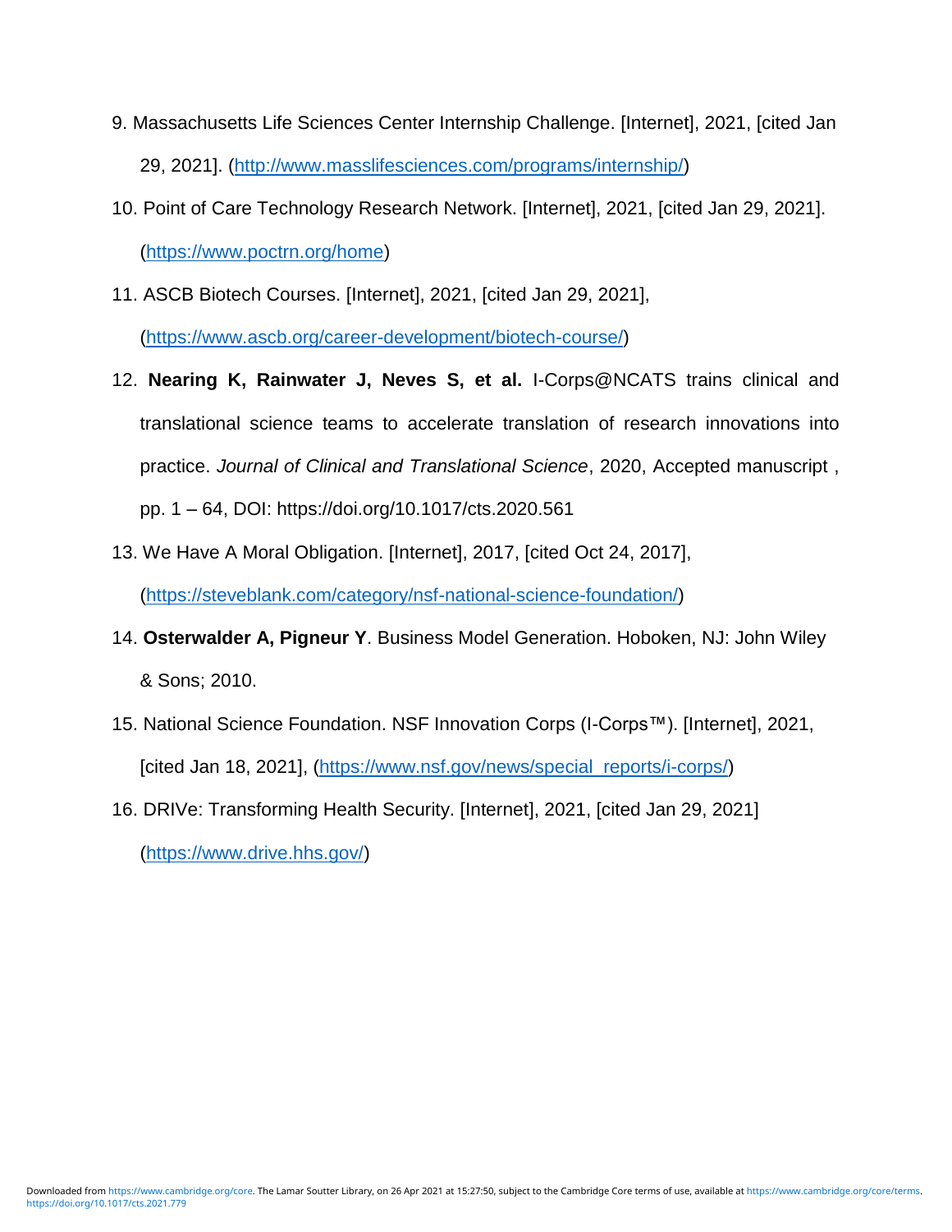9. Massachusetts Life Sciences Center Internship Challenge. [Internet], 2021, [cited Jan 29, 2021]. (http://www.masslifesciences.com/programs/internship/)

10. Point of Care Technology Research Network. [Internet], 2021, [cited Jan 29, 2021]. (https://www.poctrn.org/home)

11. ASCB Biotech Courses. [Internet], 2021, [cited Jan 29, 2021], (https://www.ascb.org/career-development/biotech-course/)

12. **Nearing K, Rainwater J, Neves S, et al.** I-Corps@NCATS trains clinical and translational science teams to accelerate translation of research innovations into practice. *Journal of Clinical and Translational Science*, 2020, Accepted manuscript , pp. 1 – 64, DOI: https://doi.org/10.1017/cts.2020.561

13. We Have A Moral Obligation. [Internet], 2017, [cited Oct 24, 2017], (https://steveblank.com/category/nsf-national-science-foundation/)

14. **Osterwalder A, Pigneur Y**. Business Model Generation. Hoboken, NJ: John Wiley & Sons; 2010.

15. National Science Foundation. NSF Innovation Corps (I-Corps™). [Internet], 2021, [cited Jan 18, 2021], (https://www.nsf.gov/news/special_reports/i-corps/)

16. DRIVe: Transforming Health Security. [Internet], 2021, [cited Jan 29, 2021] (https://www.drive.hhs.gov/)